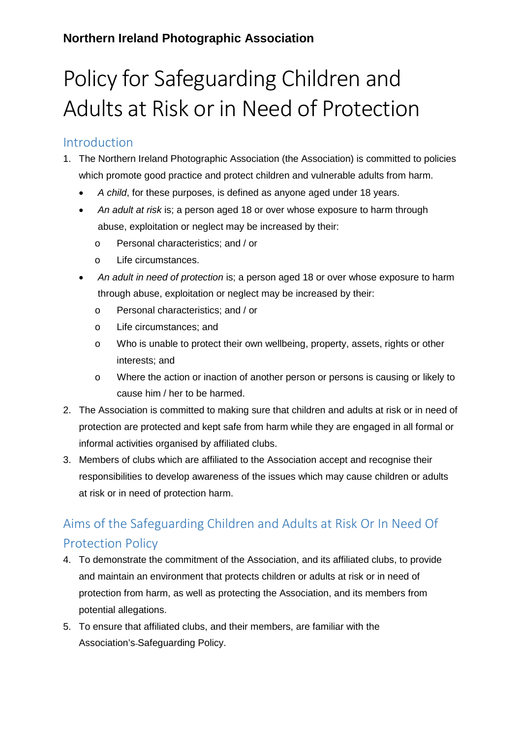**Northern Ireland Photographic Association**

# Policy for Safeguarding Children and Adults at Risk or in Need of Protection

## Introduction

1. The Northern Ireland Photographic Association (the Association) is committed to policies which promote good practice and protect children and vulnerable adults from harm.
   - *A child*, for these purposes, is defined as anyone aged under 18 years.
   - *An adult at risk* is; a person aged 18 or over whose exposure to harm through abuse, exploitation or neglect may be increased by their:
     - Personal characteristics; and / or
     - Life circumstances.
   - *An adult in need of protection* is; a person aged 18 or over whose exposure to harm through abuse, exploitation or neglect may be increased by their:
     - Personal characteristics; and / or
     - Life circumstances; and
     - Who is unable to protect their own wellbeing, property, assets, rights or other interests; and
     - Where the action or inaction of another person or persons is causing or likely to cause him / her to be harmed.
2. The Association is committed to making sure that children and adults at risk or in need of protection are protected and kept safe from harm while they are engaged in all formal or informal activities organised by affiliated clubs.
3. Members of clubs which are affiliated to the Association accept and recognise their responsibilities to develop awareness of the issues which may cause children or adults at risk or in need of protection harm.

## Aims of the Safeguarding Children and Adults at Risk Or In Need Of Protection Policy

4. To demonstrate the commitment of the Association, and its affiliated clubs, to provide and maintain an environment that protects children or adults at risk or in need of protection from harm, as well as protecting the Association, and its members from potential allegations.
5. To ensure that affiliated clubs, and their members, are familiar with the Association's Safeguarding Policy.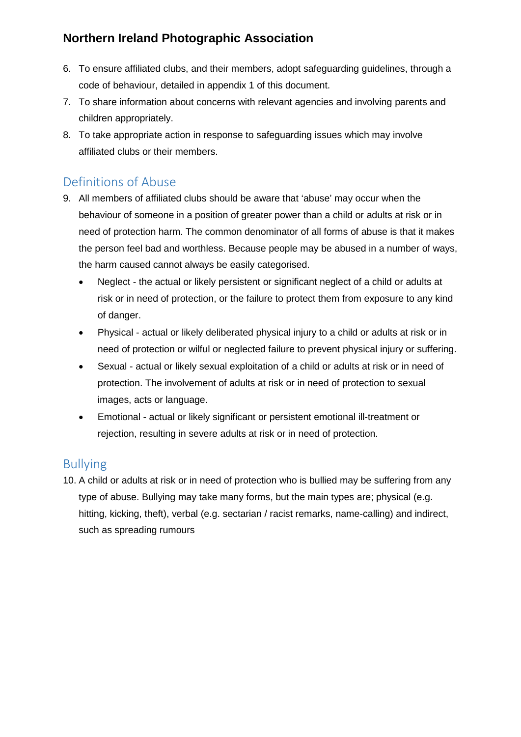6. To ensure affiliated clubs, and their members, adopt safeguarding guidelines, through a code of behaviour, detailed in appendix 1 of this document.
7. To share information about concerns with relevant agencies and involving parents and children appropriately.
8. To take appropriate action in response to safeguarding issues which may involve affiliated clubs or their members.

## Definitions of Abuse

9. All members of affiliated clubs should be aware that 'abuse' may occur when the behaviour of someone in a position of greater power than a child or adults at risk or in need of protection harm. The common denominator of all forms of abuse is that it makes the person feel bad and worthless. Because people may be abused in a number of ways, the harm caused cannot always be easily categorised.
   - Neglect - the actual or likely persistent or significant neglect of a child or adults at risk or in need of protection, or the failure to protect them from exposure to any kind of danger.
   - Physical - actual or likely deliberated physical injury to a child or adults at risk or in need of protection or wilful or neglected failure to prevent physical injury or suffering.
   - Sexual - actual or likely sexual exploitation of a child or adults at risk or in need of protection. The involvement of adults at risk or in need of protection to sexual images, acts or language.
   - Emotional - actual or likely significant or persistent emotional ill-treatment or rejection, resulting in severe adults at risk or in need of protection.

## Bullying

10. A child or adults at risk or in need of protection who is bullied may be suffering from any type of abuse. Bullying may take many forms, but the main types are; physical (e.g. hitting, kicking, theft), verbal (e.g. sectarian / racist remarks, name-calling) and indirect, such as spreading rumours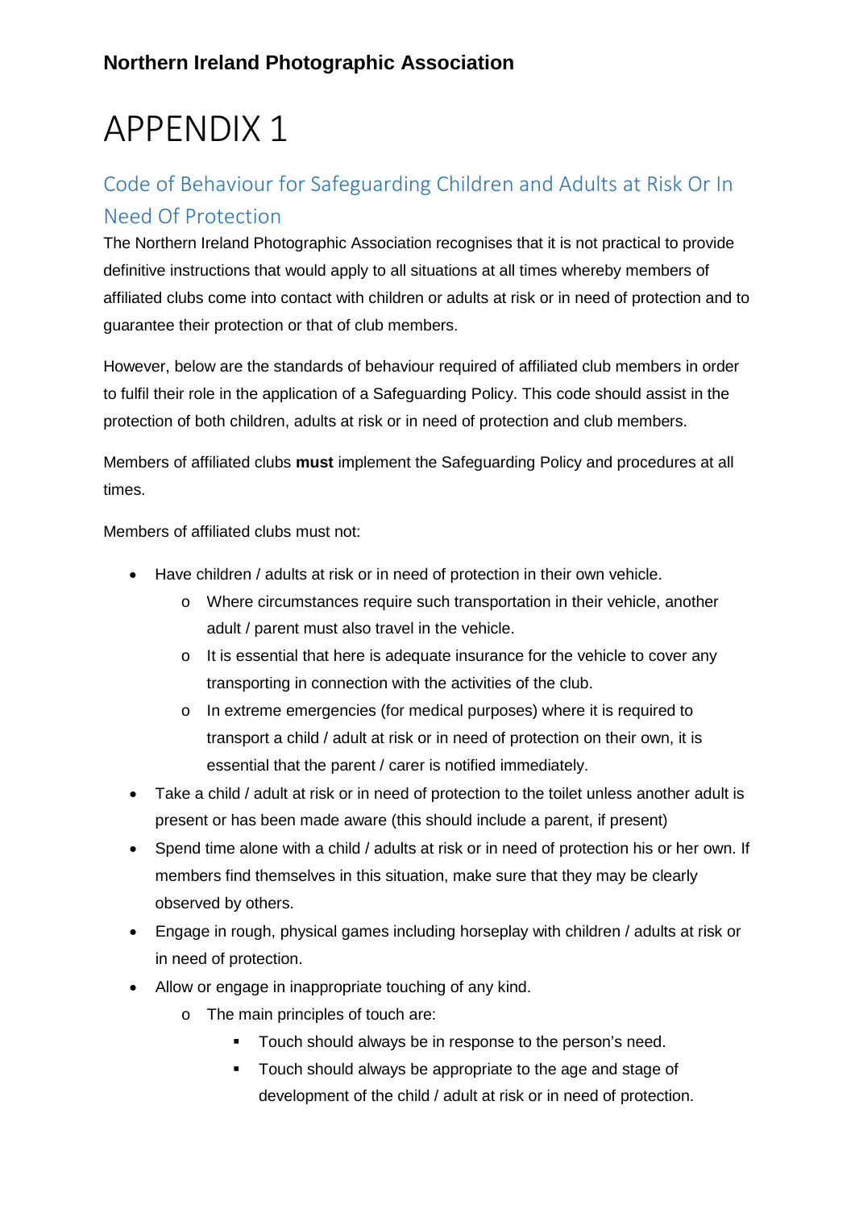**Northern Ireland Photographic Association**

# APPENDIX 1

## Code of Behaviour for Safeguarding Children and Adults at Risk Or In Need Of Protection

The Northern Ireland Photographic Association recognises that it is not practical to provide definitive instructions that would apply to all situations at all times whereby members of affiliated clubs come into contact with children or adults at risk or in need of protection and to guarantee their protection or that of club members.

However, below are the standards of behaviour required of affiliated club members in order to fulfil their role in the application of a Safeguarding Policy. This code should assist in the protection of both children, adults at risk or in need of protection and club members.

Members of affiliated clubs **must** implement the Safeguarding Policy and procedures at all times.

Members of affiliated clubs must not:

- Have children / adults at risk or in need of protection in their own vehicle.
    - Where circumstances require such transportation in their vehicle, another adult / parent must also travel in the vehicle.
    - It is essential that here is adequate insurance for the vehicle to cover any transporting in connection with the activities of the club.
    - In extreme emergencies (for medical purposes) where it is required to transport a child / adult at risk or in need of protection on their own, it is essential that the parent / carer is notified immediately.
- Take a child / adult at risk or in need of protection to the toilet unless another adult is present or has been made aware (this should include a parent, if present)
- Spend time alone with a child / adults at risk or in need of protection his or her own. If members find themselves in this situation, make sure that they may be clearly observed by others.
- Engage in rough, physical games including horseplay with children / adults at risk or in need of protection.
- Allow or engage in inappropriate touching of any kind.
    - The main principles of touch are:
        - Touch should always be in response to the person's need.
        - Touch should always be appropriate to the age and stage of development of the child / adult at risk or in need of protection.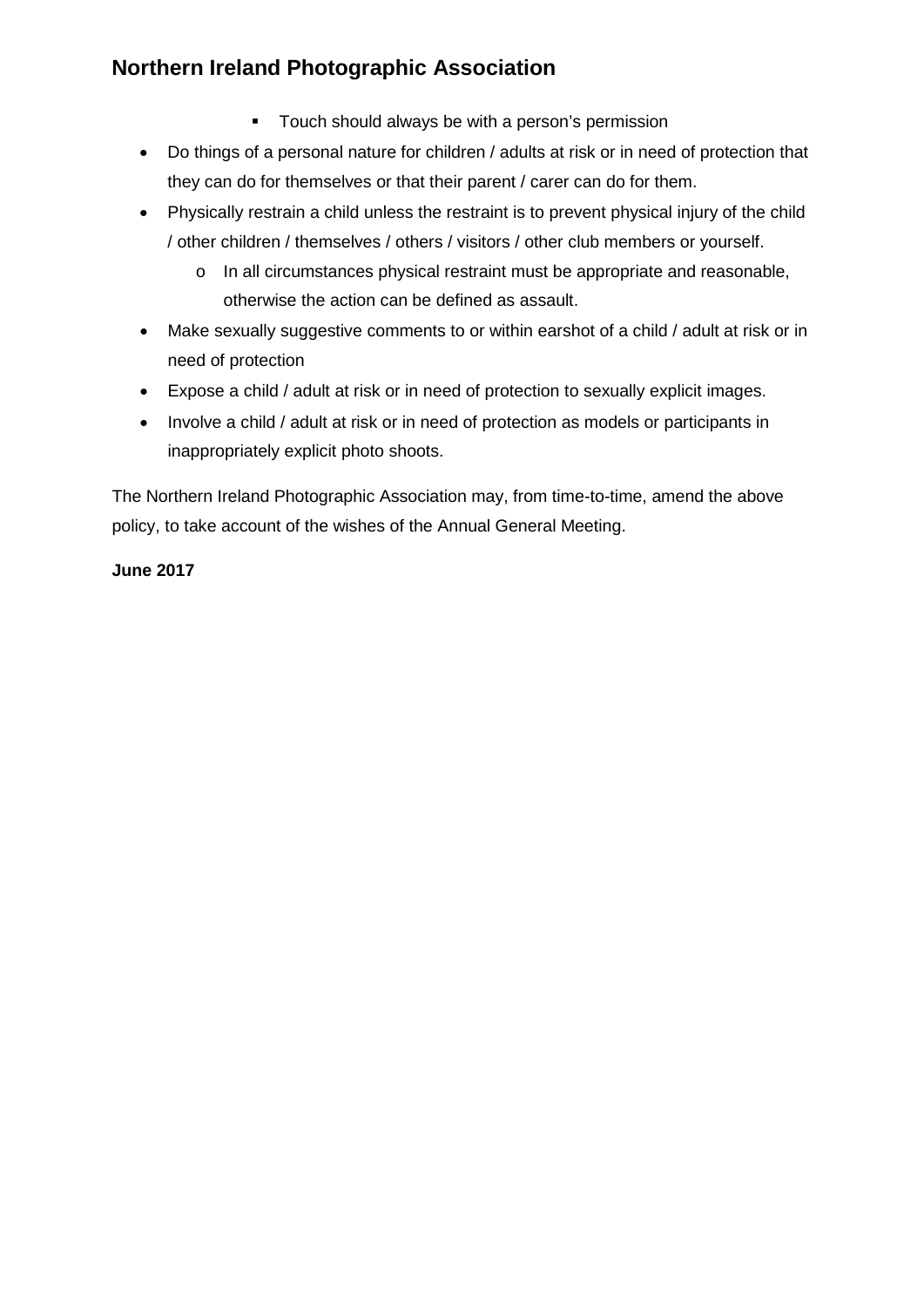- Touch should always be with a person's permission
- Do things of a personal nature for children / adults at risk or in need of protection that they can do for themselves or that their parent / carer can do for them.
- Physically restrain a child unless the restraint is to prevent physical injury of the child / other children / themselves / others / visitors / other club members or yourself.
  - In all circumstances physical restraint must be appropriate and reasonable, otherwise the action can be defined as assault.
- Make sexually suggestive comments to or within earshot of a child / adult at risk or in need of protection
- Expose a child / adult at risk or in need of protection to sexually explicit images.
- Involve a child / adult at risk or in need of protection as models or participants in inappropriately explicit photo shoots.

The Northern Ireland Photographic Association may, from time-to-time, amend the above policy, to take account of the wishes of the Annual General Meeting.

**June 2017**